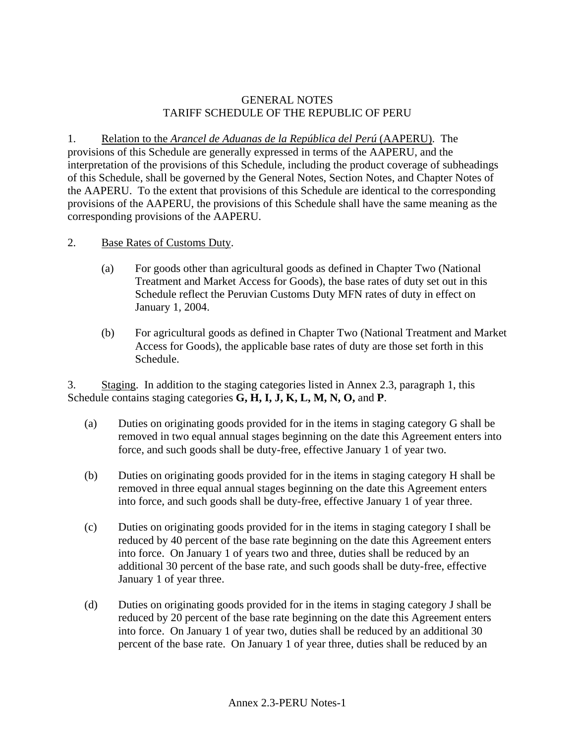# GENERAL NOTES
# TARIFF SCHEDULE OF THE REPUBLIC OF PERU

1. Relation to the *Arancel de Aduanas de la República del Perú* (AAPERU). The provisions of this Schedule are generally expressed in terms of the AAPERU, and the interpretation of the provisions of this Schedule, including the product coverage of subheadings of this Schedule, shall be governed by the General Notes, Section Notes, and Chapter Notes of the AAPERU. To the extent that provisions of this Schedule are identical to the corresponding provisions of the AAPERU, the provisions of this Schedule shall have the same meaning as the corresponding provisions of the AAPERU.

2. Base Rates of Customs Duty.

   (a) For goods other than agricultural goods as defined in Chapter Two (National Treatment and Market Access for Goods), the base rates of duty set out in this Schedule reflect the Peruvian Customs Duty MFN rates of duty in effect on January 1, 2004.

   (b) For agricultural goods as defined in Chapter Two (National Treatment and Market Access for Goods), the applicable base rates of duty are those set forth in this Schedule.

3. Staging. In addition to the staging categories listed in Annex 2.3, paragraph 1, this Schedule contains staging categories **G, H, I, J, K, L, M, N, O,** and **P**.

   (a) Duties on originating goods provided for in the items in staging category G shall be removed in two equal annual stages beginning on the date this Agreement enters into force, and such goods shall be duty-free, effective January 1 of year two.

   (b) Duties on originating goods provided for in the items in staging category H shall be removed in three equal annual stages beginning on the date this Agreement enters into force, and such goods shall be duty-free, effective January 1 of year three.

   (c) Duties on originating goods provided for in the items in staging category I shall be reduced by 40 percent of the base rate beginning on the date this Agreement enters into force. On January 1 of years two and three, duties shall be reduced by an additional 30 percent of the base rate, and such goods shall be duty-free, effective January 1 of year three.

   (d) Duties on originating goods provided for in the items in staging category J shall be reduced by 20 percent of the base rate beginning on the date this Agreement enters into force. On January 1 of year two, duties shall be reduced by an additional 30 percent of the base rate. On January 1 of year three, duties shall be reduced by an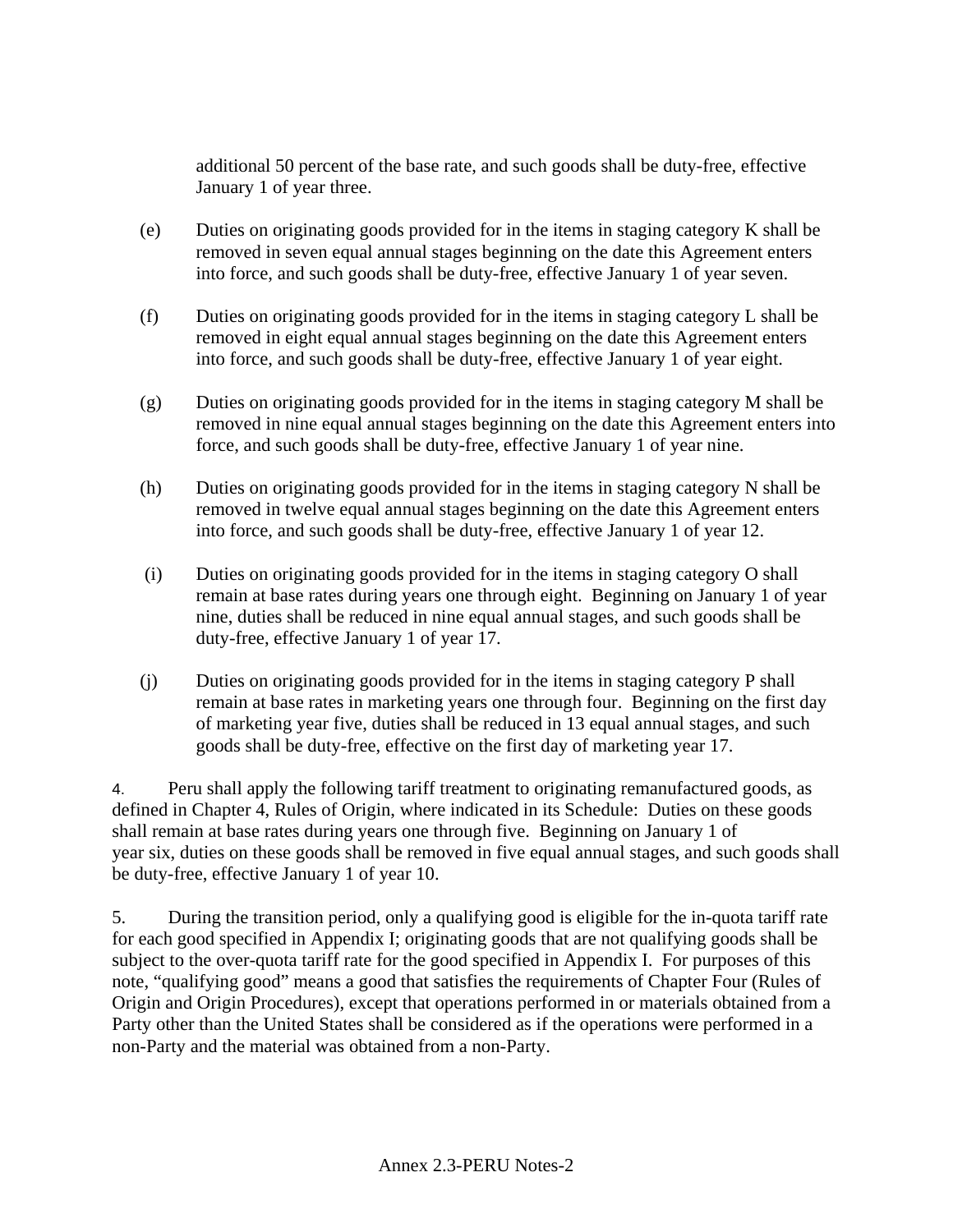additional 50 percent of the base rate, and such goods shall be duty-free, effective January 1 of year three.

(e) Duties on originating goods provided for in the items in staging category K shall be removed in seven equal annual stages beginning on the date this Agreement enters into force, and such goods shall be duty-free, effective January 1 of year seven.

(f) Duties on originating goods provided for in the items in staging category L shall be removed in eight equal annual stages beginning on the date this Agreement enters into force, and such goods shall be duty-free, effective January 1 of year eight.

(g) Duties on originating goods provided for in the items in staging category M shall be removed in nine equal annual stages beginning on the date this Agreement enters into force, and such goods shall be duty-free, effective January 1 of year nine.

(h) Duties on originating goods provided for in the items in staging category N shall be removed in twelve equal annual stages beginning on the date this Agreement enters into force, and such goods shall be duty-free, effective January 1 of year 12.

(i) Duties on originating goods provided for in the items in staging category O shall remain at base rates during years one through eight. Beginning on January 1 of year nine, duties shall be reduced in nine equal annual stages, and such goods shall be duty-free, effective January 1 of year 17.

(j) Duties on originating goods provided for in the items in staging category P shall remain at base rates in marketing years one through four. Beginning on the first day of marketing year five, duties shall be reduced in 13 equal annual stages, and such goods shall be duty-free, effective on the first day of marketing year 17.

4. Peru shall apply the following tariff treatment to originating remanufactured goods, as defined in Chapter 4, Rules of Origin, where indicated in its Schedule: Duties on these goods shall remain at base rates during years one through five. Beginning on January 1 of year six, duties on these goods shall be removed in five equal annual stages, and such goods shall be duty-free, effective January 1 of year 10.

5. During the transition period, only a qualifying good is eligible for the in-quota tariff rate for each good specified in Appendix I; originating goods that are not qualifying goods shall be subject to the over-quota tariff rate for the good specified in Appendix I. For purposes of this note, "qualifying good" means a good that satisfies the requirements of Chapter Four (Rules of Origin and Origin Procedures), except that operations performed in or materials obtained from a Party other than the United States shall be considered as if the operations were performed in a non-Party and the material was obtained from a non-Party.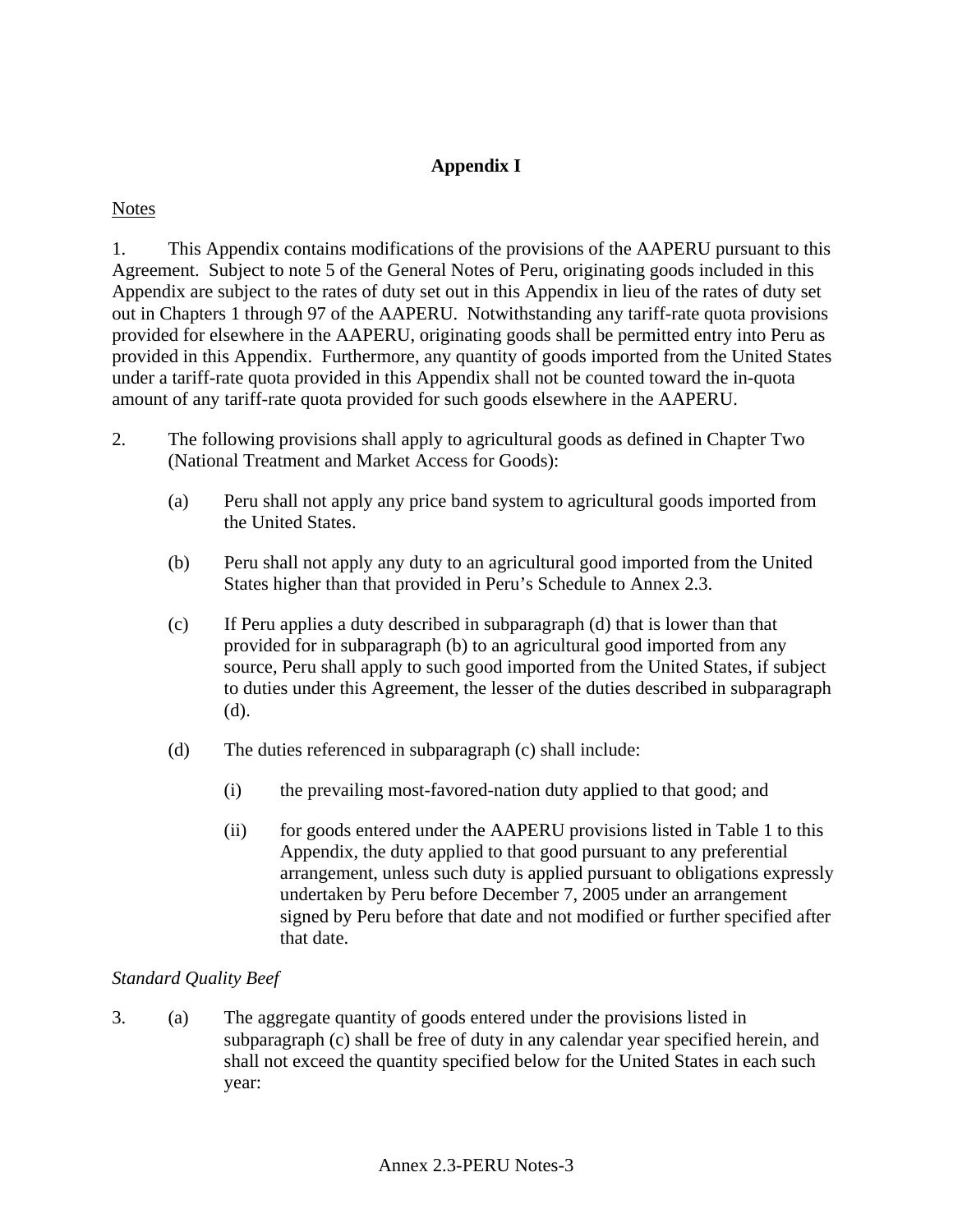## Appendix I

Notes

1. This Appendix contains modifications of the provisions of the AAPERU pursuant to this Agreement. Subject to note 5 of the General Notes of Peru, originating goods included in this Appendix are subject to the rates of duty set out in this Appendix in lieu of the rates of duty set out in Chapters 1 through 97 of the AAPERU. Notwithstanding any tariff-rate quota provisions provided for elsewhere in the AAPERU, originating goods shall be permitted entry into Peru as provided in this Appendix. Furthermore, any quantity of goods imported from the United States under a tariff-rate quota provided in this Appendix shall not be counted toward the in-quota amount of any tariff-rate quota provided for such goods elsewhere in the AAPERU.

2. The following provisions shall apply to agricultural goods as defined in Chapter Two (National Treatment and Market Access for Goods):

   (a) Peru shall not apply any price band system to agricultural goods imported from the United States.

   (b) Peru shall not apply any duty to an agricultural good imported from the United States higher than that provided in Peru's Schedule to Annex 2.3.

   (c) If Peru applies a duty described in subparagraph (d) that is lower than that provided for in subparagraph (b) to an agricultural good imported from any source, Peru shall apply to such good imported from the United States, if subject to duties under this Agreement, the lesser of the duties described in subparagraph (d).

   (d) The duties referenced in subparagraph (c) shall include:

      (i) the prevailing most-favored-nation duty applied to that good; and

      (ii) for goods entered under the AAPERU provisions listed in Table 1 to this Appendix, the duty applied to that good pursuant to any preferential arrangement, unless such duty is applied pursuant to obligations expressly undertaken by Peru before December 7, 2005 under an arrangement signed by Peru before that date and not modified or further specified after that date.

*Standard Quality Beef*

3. (a) The aggregate quantity of goods entered under the provisions listed in subparagraph (c) shall be free of duty in any calendar year specified herein, and shall not exceed the quantity specified below for the United States in each such year: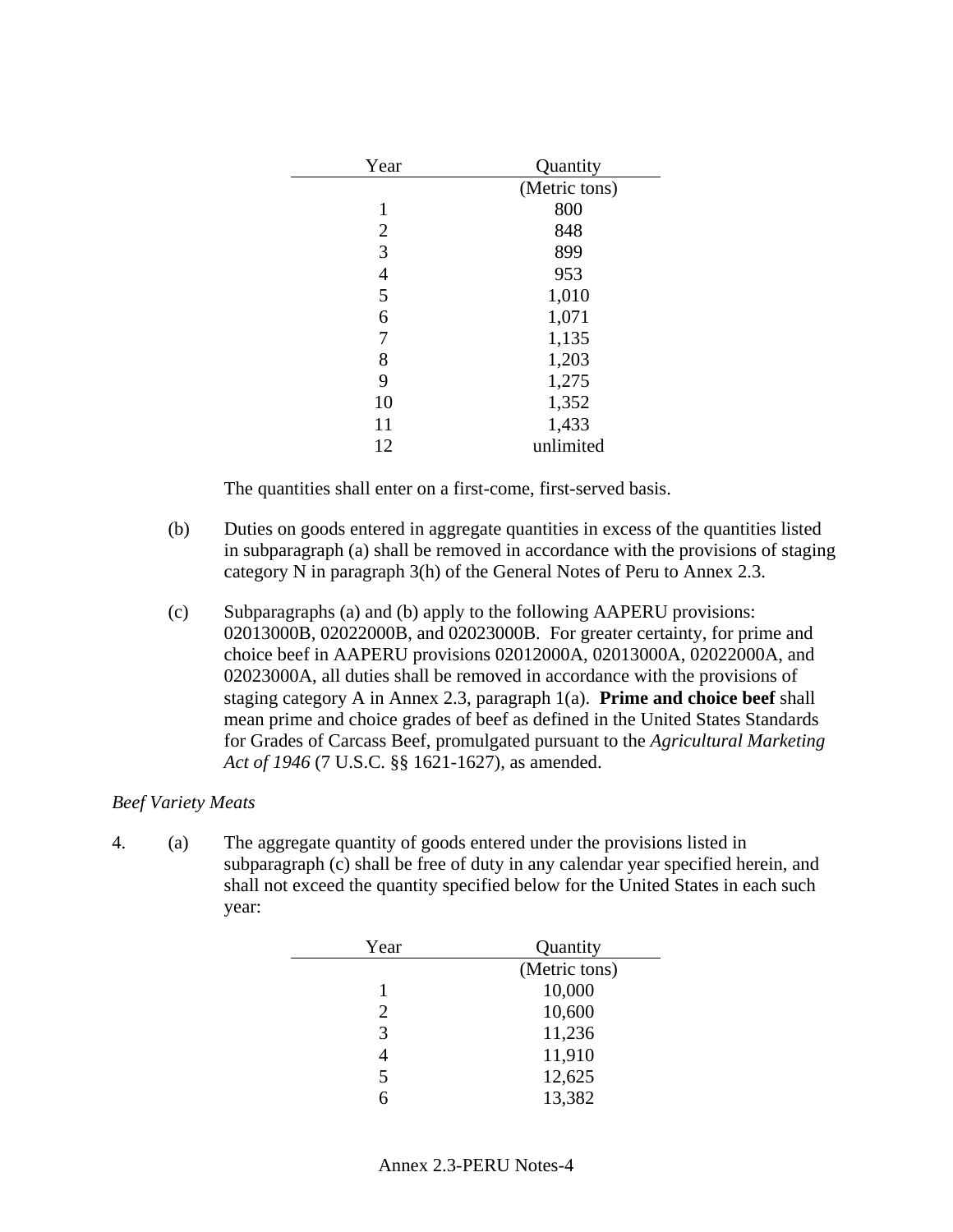| Year | Quantity |
|---|---|
| | (Metric tons) |
| 1 | 800 |
| 2 | 848 |
| 3 | 899 |
| 4 | 953 |
| 5 | 1,010 |
| 6 | 1,071 |
| 7 | 1,135 |
| 8 | 1,203 |
| 9 | 1,275 |
| 10 | 1,352 |
| 11 | 1,433 |
| 12 | unlimited |

The quantities shall enter on a first-come, first-served basis.

(b) Duties on goods entered in aggregate quantities in excess of the quantities listed in subparagraph (a) shall be removed in accordance with the provisions of staging category N in paragraph 3(h) of the General Notes of Peru to Annex 2.3.

(c) Subparagraphs (a) and (b) apply to the following AAPERU provisions: 02013000B, 02022000B, and 02023000B. For greater certainty, for prime and choice beef in AAPERU provisions 02012000A, 02013000A, 02022000A, and 02023000A, all duties shall be removed in accordance with the provisions of staging category A in Annex 2.3, paragraph 1(a). **Prime and choice beef** shall mean prime and choice grades of beef as defined in the United States Standards for Grades of Carcass Beef, promulgated pursuant to the *Agricultural Marketing Act of 1946* (7 U.S.C. §§ 1621-1627), as amended.

*Beef Variety Meats*

4. (a) The aggregate quantity of goods entered under the provisions listed in subparagraph (c) shall be free of duty in any calendar year specified herein, and shall not exceed the quantity specified below for the United States in each such year:

| Year | Quantity |
|---|---|
| | (Metric tons) |
| 1 | 10,000 |
| 2 | 10,600 |
| 3 | 11,236 |
| 4 | 11,910 |
| 5 | 12,625 |
| 6 | 13,382 |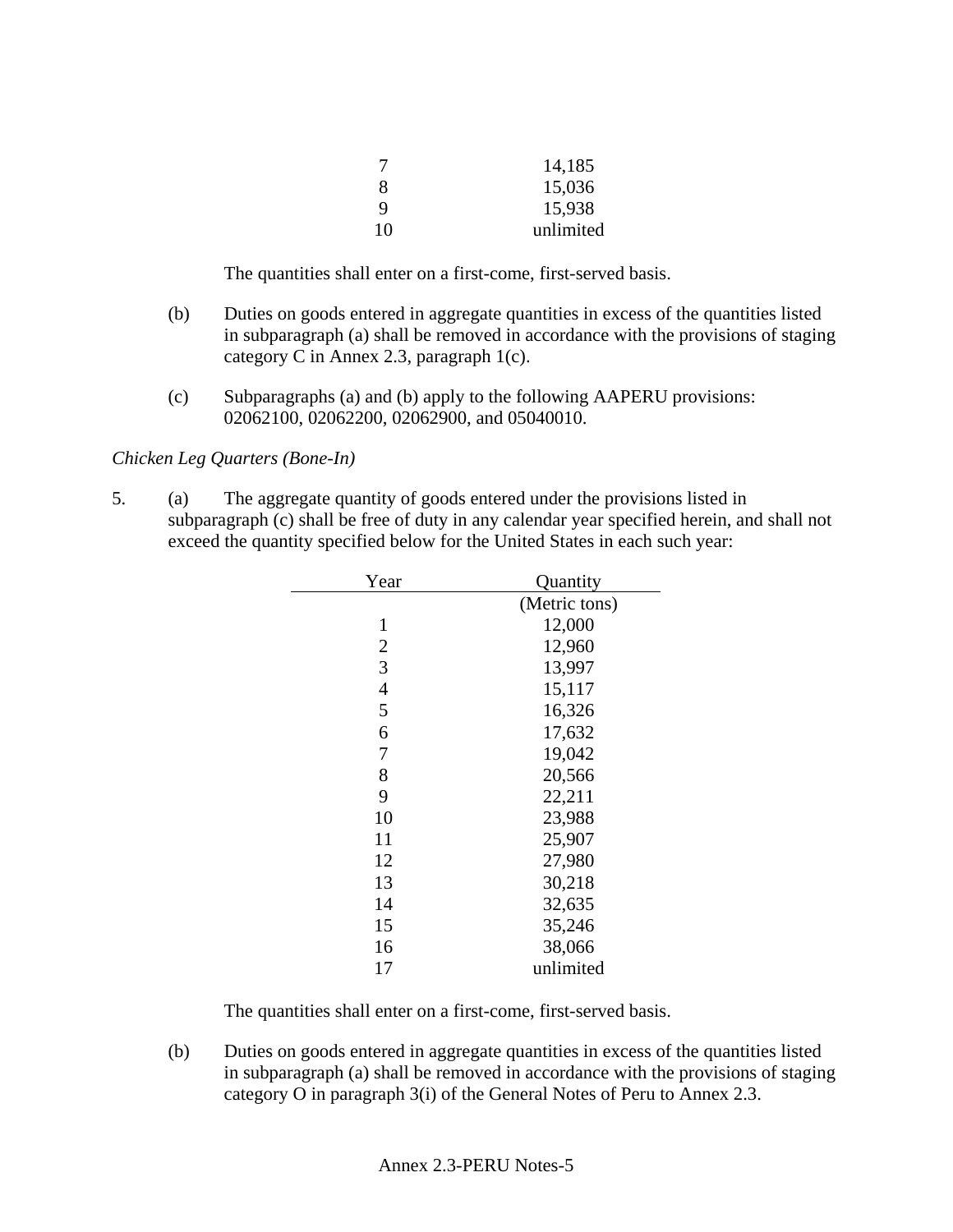| | |
|---|---|
| 7 | 14,185 |
| 8 | 15,036 |
| 9 | 15,938 |
| 10 | unlimited |

The quantities shall enter on a first-come, first-served basis.

(b) Duties on goods entered in aggregate quantities in excess of the quantities listed in subparagraph (a) shall be removed in accordance with the provisions of staging category C in Annex 2.3, paragraph 1(c).

(c) Subparagraphs (a) and (b) apply to the following AAPERU provisions: 02062100, 02062200, 02062900, and 05040010.

*Chicken Leg Quarters (Bone-In)*

5. (a) The aggregate quantity of goods entered under the provisions listed in subparagraph (c) shall be free of duty in any calendar year specified herein, and shall not exceed the quantity specified below for the United States in each such year:

| Year | Quantity |
|---|---|
| | (Metric tons) |
| 1 | 12,000 |
| 2 | 12,960 |
| 3 | 13,997 |
| 4 | 15,117 |
| 5 | 16,326 |
| 6 | 17,632 |
| 7 | 19,042 |
| 8 | 20,566 |
| 9 | 22,211 |
| 10 | 23,988 |
| 11 | 25,907 |
| 12 | 27,980 |
| 13 | 30,218 |
| 14 | 32,635 |
| 15 | 35,246 |
| 16 | 38,066 |
| 17 | unlimited |

The quantities shall enter on a first-come, first-served basis.

(b) Duties on goods entered in aggregate quantities in excess of the quantities listed in subparagraph (a) shall be removed in accordance with the provisions of staging category O in paragraph 3(i) of the General Notes of Peru to Annex 2.3.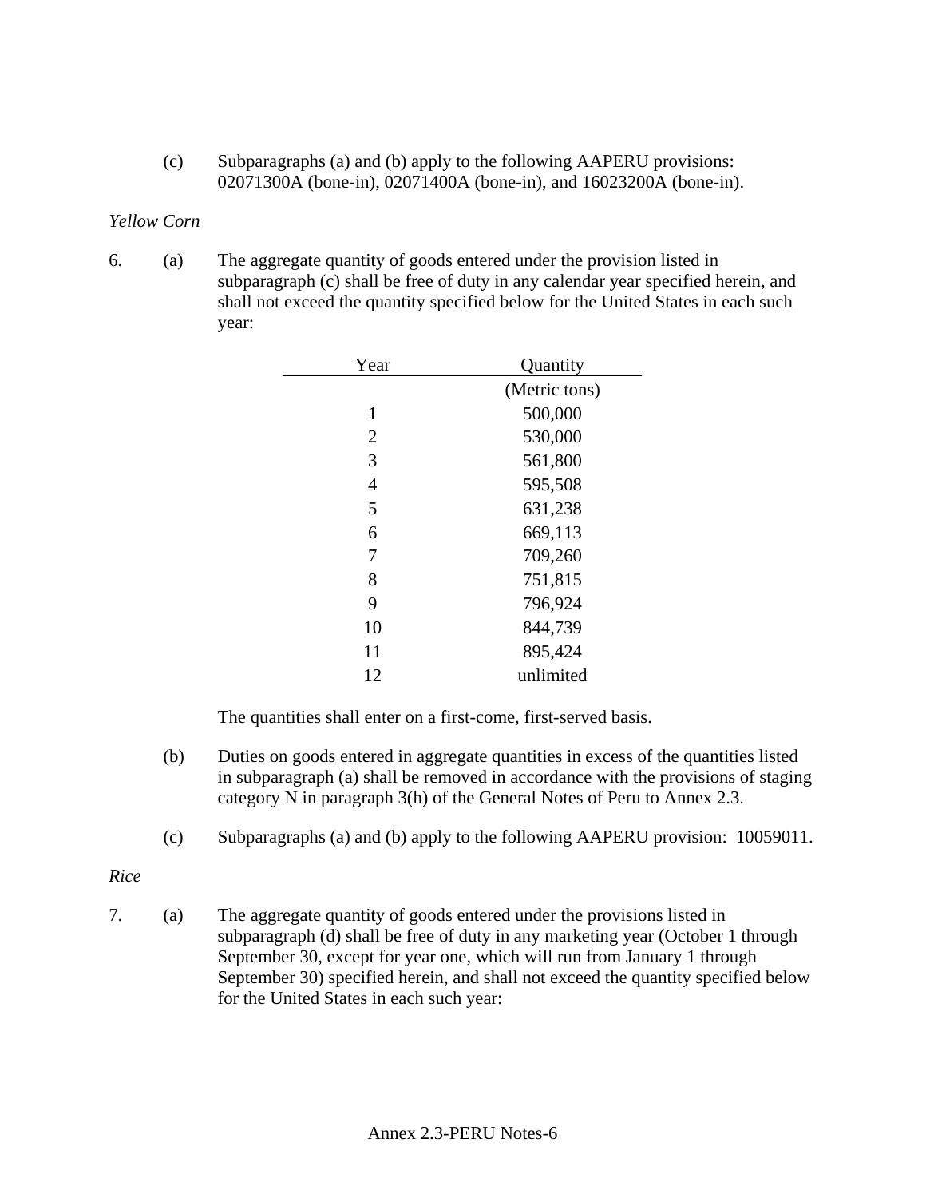(c) Subparagraphs (a) and (b) apply to the following AAPERU provisions: 02071300A (bone-in), 02071400A (bone-in), and 16023200A (bone-in).

*Yellow Corn*

6. (a) The aggregate quantity of goods entered under the provision listed in subparagraph (c) shall be free of duty in any calendar year specified herein, and shall not exceed the quantity specified below for the United States in each such year:

| Year | Quantity |
|---|---|
| | (Metric tons) |
| 1 | 500,000 |
| 2 | 530,000 |
| 3 | 561,800 |
| 4 | 595,508 |
| 5 | 631,238 |
| 6 | 669,113 |
| 7 | 709,260 |
| 8 | 751,815 |
| 9 | 796,924 |
| 10 | 844,739 |
| 11 | 895,424 |
| 12 | unlimited |

The quantities shall enter on a first-come, first-served basis.

(b) Duties on goods entered in aggregate quantities in excess of the quantities listed in subparagraph (a) shall be removed in accordance with the provisions of staging category N in paragraph 3(h) of the General Notes of Peru to Annex 2.3.

(c) Subparagraphs (a) and (b) apply to the following AAPERU provision: 10059011.

*Rice*

7. (a) The aggregate quantity of goods entered under the provisions listed in subparagraph (d) shall be free of duty in any marketing year (October 1 through September 30, except for year one, which will run from January 1 through September 30) specified herein, and shall not exceed the quantity specified below for the United States in each such year: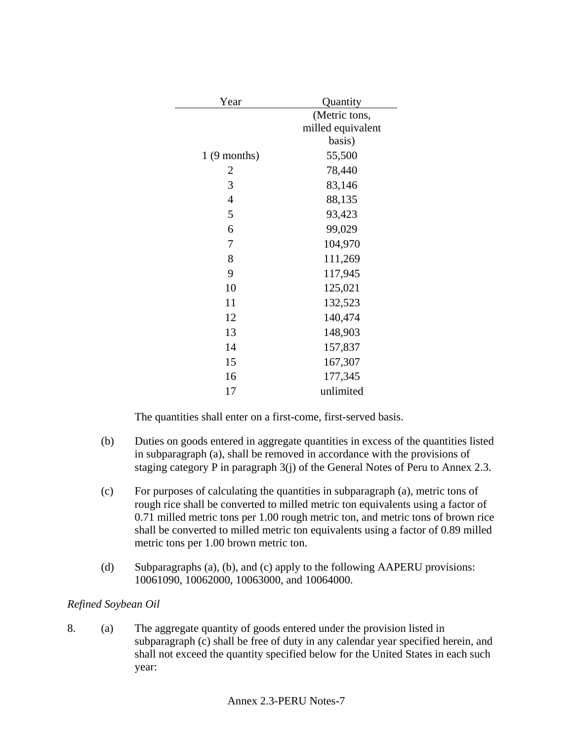| Year | Quantity (Metric tons, milled equivalent basis) |
|---|---|
| 1 (9 months) | 55,500 |
| 2 | 78,440 |
| 3 | 83,146 |
| 4 | 88,135 |
| 5 | 93,423 |
| 6 | 99,029 |
| 7 | 104,970 |
| 8 | 111,269 |
| 9 | 117,945 |
| 10 | 125,021 |
| 11 | 132,523 |
| 12 | 140,474 |
| 13 | 148,903 |
| 14 | 157,837 |
| 15 | 167,307 |
| 16 | 177,345 |
| 17 | unlimited |

The quantities shall enter on a first-come, first-served basis.

(b) Duties on goods entered in aggregate quantities in excess of the quantities listed in subparagraph (a), shall be removed in accordance with the provisions of staging category P in paragraph 3(j) of the General Notes of Peru to Annex 2.3.

(c) For purposes of calculating the quantities in subparagraph (a), metric tons of rough rice shall be converted to milled metric ton equivalents using a factor of 0.71 milled metric tons per 1.00 rough metric ton, and metric tons of brown rice shall be converted to milled metric ton equivalents using a factor of 0.89 milled metric tons per 1.00 brown metric ton.

(d) Subparagraphs (a), (b), and (c) apply to the following AAPERU provisions: 10061090, 10062000, 10063000, and 10064000.

*Refined Soybean Oil*

8. (a) The aggregate quantity of goods entered under the provision listed in subparagraph (c) shall be free of duty in any calendar year specified herein, and shall not exceed the quantity specified below for the United States in each such year: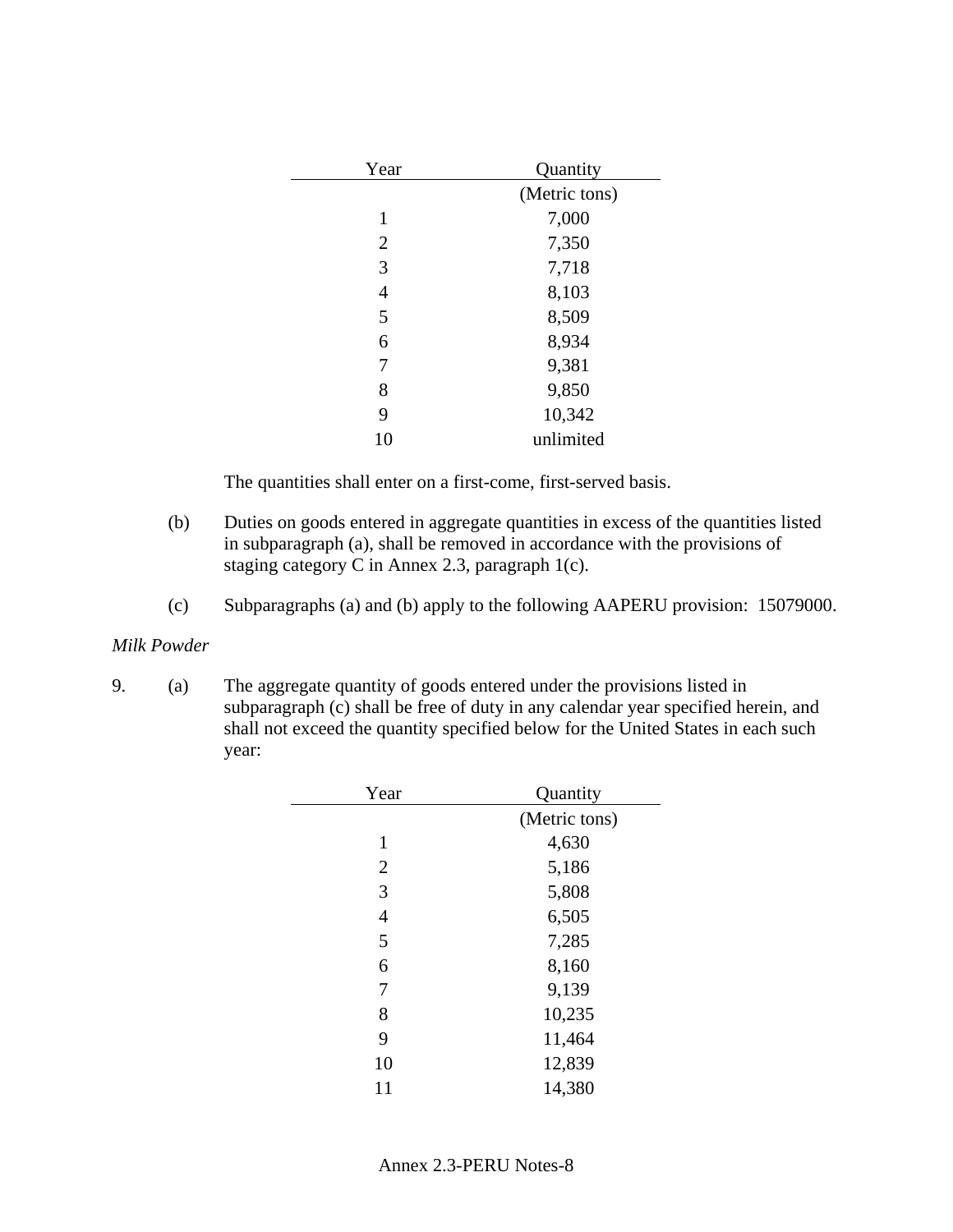| Year | Quantity |
|---|---|
| | (Metric tons) |
| 1 | 7,000 |
| 2 | 7,350 |
| 3 | 7,718 |
| 4 | 8,103 |
| 5 | 8,509 |
| 6 | 8,934 |
| 7 | 9,381 |
| 8 | 9,850 |
| 9 | 10,342 |
| 10 | unlimited |

The quantities shall enter on a first-come, first-served basis.

(b) Duties on goods entered in aggregate quantities in excess of the quantities listed in subparagraph (a), shall be removed in accordance with the provisions of staging category C in Annex 2.3, paragraph 1(c).

(c) Subparagraphs (a) and (b) apply to the following AAPERU provision: 15079000.

*Milk Powder*

9. (a) The aggregate quantity of goods entered under the provisions listed in subparagraph (c) shall be free of duty in any calendar year specified herein, and shall not exceed the quantity specified below for the United States in each such year:

| Year | Quantity |
|---|---|
| | (Metric tons) |
| 1 | 4,630 |
| 2 | 5,186 |
| 3 | 5,808 |
| 4 | 6,505 |
| 5 | 7,285 |
| 6 | 8,160 |
| 7 | 9,139 |
| 8 | 10,235 |
| 9 | 11,464 |
| 10 | 12,839 |
| 11 | 14,380 |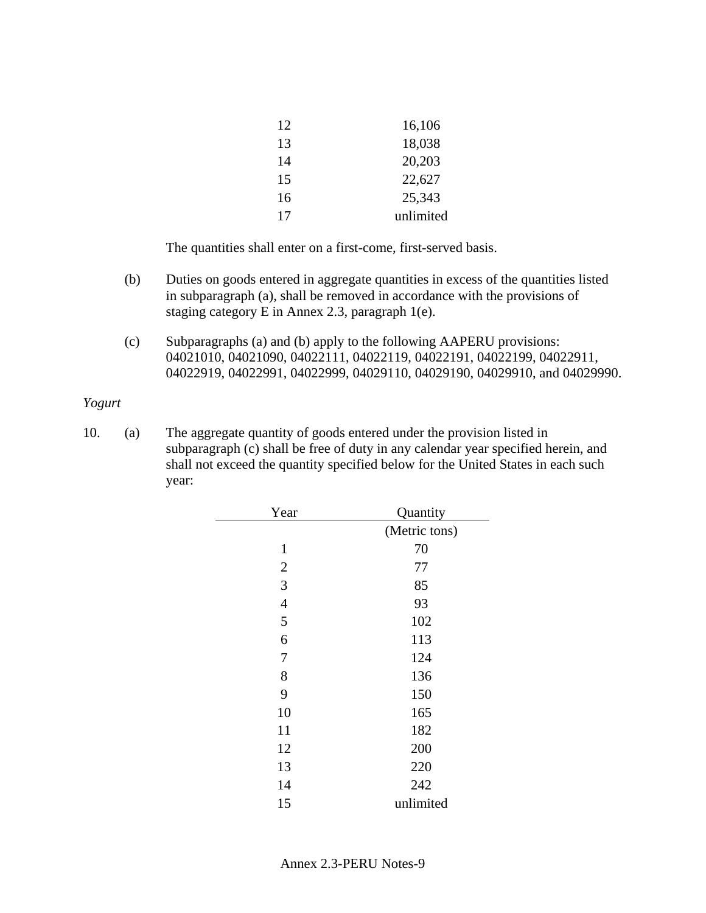| Year | Quantity |
|---|---|
| 12 | 16,106 |
| 13 | 18,038 |
| 14 | 20,203 |
| 15 | 22,627 |
| 16 | 25,343 |
| 17 | unlimited |

The quantities shall enter on a first-come, first-served basis.

(b) Duties on goods entered in aggregate quantities in excess of the quantities listed in subparagraph (a), shall be removed in accordance with the provisions of staging category E in Annex 2.3, paragraph 1(e).

(c) Subparagraphs (a) and (b) apply to the following AAPERU provisions: 04021010, 04021090, 04022111, 04022119, 04022191, 04022199, 04022911, 04022919, 04022991, 04022999, 04029110, 04029190, 04029910, and 04029990.

*Yogurt*

10. (a) The aggregate quantity of goods entered under the provision listed in subparagraph (c) shall be free of duty in any calendar year specified herein, and shall not exceed the quantity specified below for the United States in each such year:

| Year | Quantity |
|---|---|
| | (Metric tons) |
| 1 | 70 |
| 2 | 77 |
| 3 | 85 |
| 4 | 93 |
| 5 | 102 |
| 6 | 113 |
| 7 | 124 |
| 8 | 136 |
| 9 | 150 |
| 10 | 165 |
| 11 | 182 |
| 12 | 200 |
| 13 | 220 |
| 14 | 242 |
| 15 | unlimited |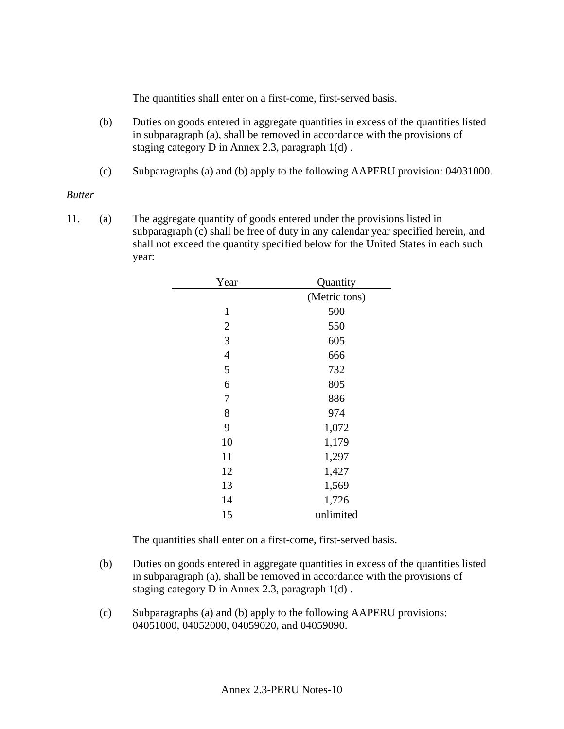The quantities shall enter on a first-come, first-served basis.

(b) Duties on goods entered in aggregate quantities in excess of the quantities listed in subparagraph (a), shall be removed in accordance with the provisions of staging category D in Annex 2.3, paragraph 1(d) .

(c) Subparagraphs (a) and (b) apply to the following AAPERU provision: 04031000.

*Butter*

11. (a) The aggregate quantity of goods entered under the provisions listed in subparagraph (c) shall be free of duty in any calendar year specified herein, and shall not exceed the quantity specified below for the United States in each such year:

| Year | Quantity |
|---|---|
| | (Metric tons) |
| 1 | 500 |
| 2 | 550 |
| 3 | 605 |
| 4 | 666 |
| 5 | 732 |
| 6 | 805 |
| 7 | 886 |
| 8 | 974 |
| 9 | 1,072 |
| 10 | 1,179 |
| 11 | 1,297 |
| 12 | 1,427 |
| 13 | 1,569 |
| 14 | 1,726 |
| 15 | unlimited |

The quantities shall enter on a first-come, first-served basis.

(b) Duties on goods entered in aggregate quantities in excess of the quantities listed in subparagraph (a), shall be removed in accordance with the provisions of staging category D in Annex 2.3, paragraph 1(d) .

(c) Subparagraphs (a) and (b) apply to the following AAPERU provisions: 04051000, 04052000, 04059020, and 04059090.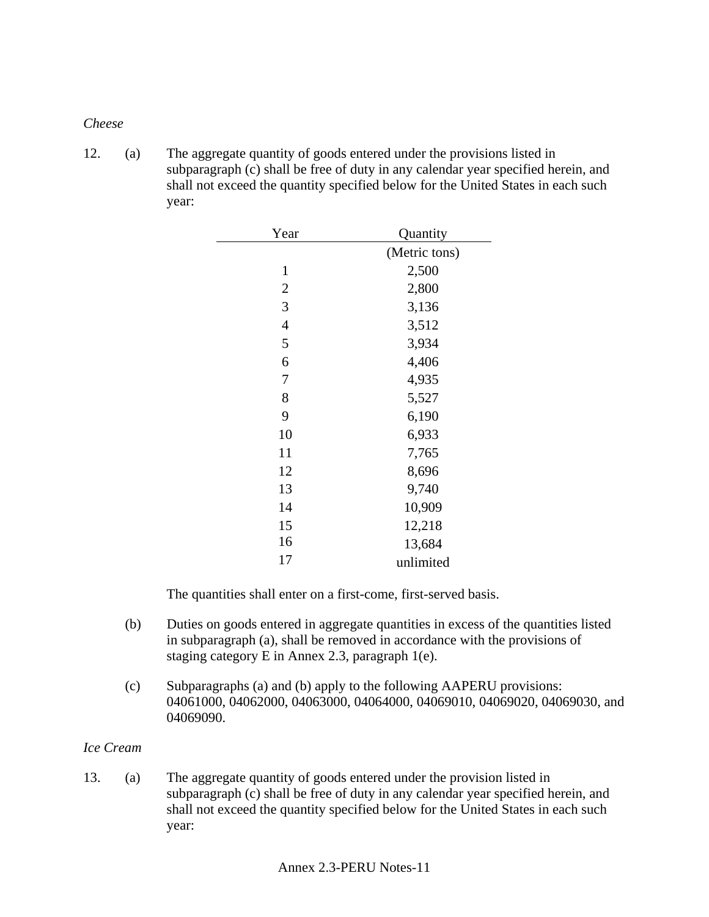*Cheese*

12. (a) The aggregate quantity of goods entered under the provisions listed in subparagraph (c) shall be free of duty in any calendar year specified herein, and shall not exceed the quantity specified below for the United States in each such year:

| Year | Quantity |
|---|---|
| | (Metric tons) |
| 1 | 2,500 |
| 2 | 2,800 |
| 3 | 3,136 |
| 4 | 3,512 |
| 5 | 3,934 |
| 6 | 4,406 |
| 7 | 4,935 |
| 8 | 5,527 |
| 9 | 6,190 |
| 10 | 6,933 |
| 11 | 7,765 |
| 12 | 8,696 |
| 13 | 9,740 |
| 14 | 10,909 |
| 15 | 12,218 |
| 16 | 13,684 |
| 17 | unlimited |

The quantities shall enter on a first-come, first-served basis.

(b) Duties on goods entered in aggregate quantities in excess of the quantities listed in subparagraph (a), shall be removed in accordance with the provisions of staging category E in Annex 2.3, paragraph 1(e).

(c) Subparagraphs (a) and (b) apply to the following AAPERU provisions: 04061000, 04062000, 04063000, 04064000, 04069010, 04069020, 04069030, and 04069090.

*Ice Cream*

13. (a) The aggregate quantity of goods entered under the provision listed in subparagraph (c) shall be free of duty in any calendar year specified herein, and shall not exceed the quantity specified below for the United States in each such year: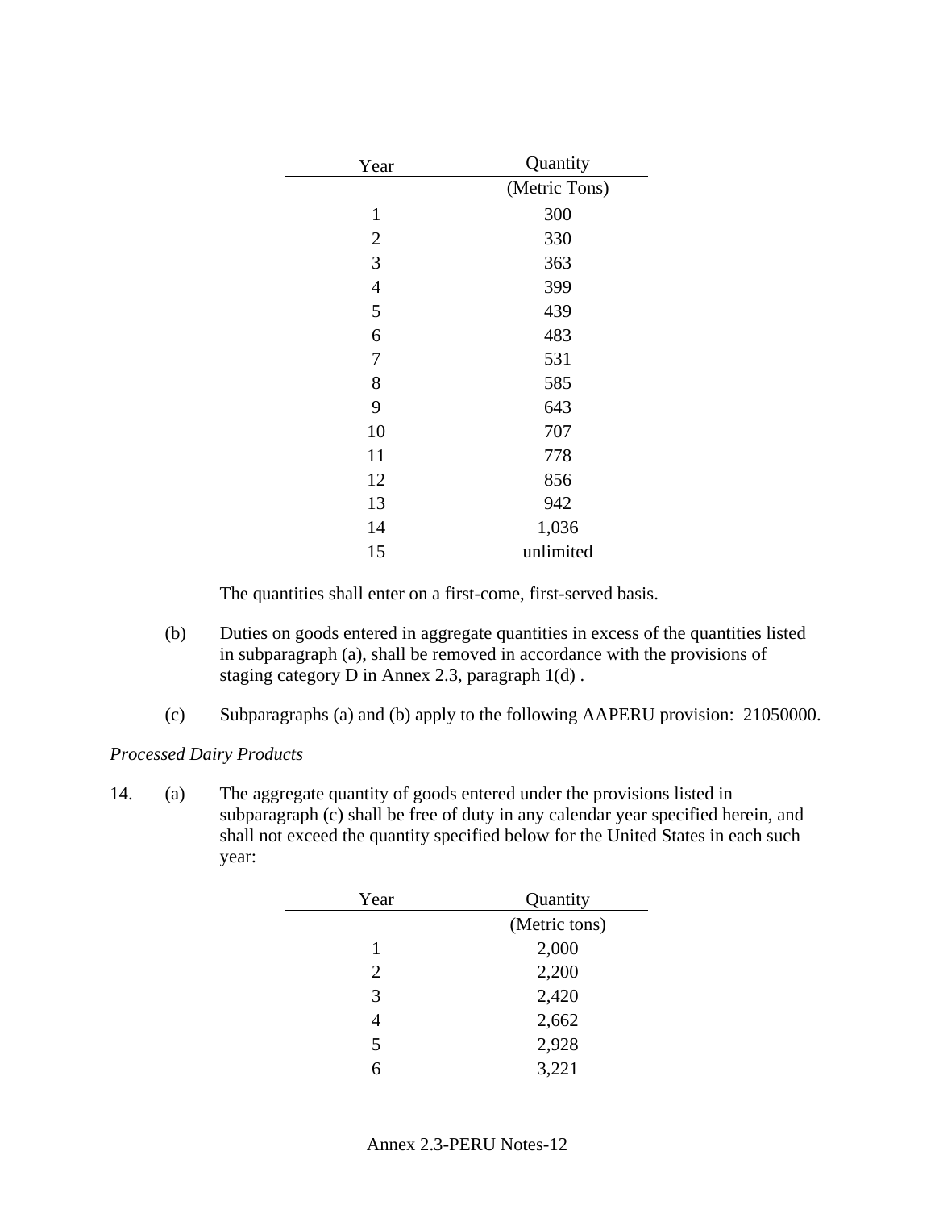| Year | Quantity |
|---|---|
| | (Metric Tons) |
| 1 | 300 |
| 2 | 330 |
| 3 | 363 |
| 4 | 399 |
| 5 | 439 |
| 6 | 483 |
| 7 | 531 |
| 8 | 585 |
| 9 | 643 |
| 10 | 707 |
| 11 | 778 |
| 12 | 856 |
| 13 | 942 |
| 14 | 1,036 |
| 15 | unlimited |

The quantities shall enter on a first-come, first-served basis.

(b) Duties on goods entered in aggregate quantities in excess of the quantities listed in subparagraph (a), shall be removed in accordance with the provisions of staging category D in Annex 2.3, paragraph 1(d) .

(c) Subparagraphs (a) and (b) apply to the following AAPERU provision: 21050000.

*Processed Dairy Products*

14. (a) The aggregate quantity of goods entered under the provisions listed in subparagraph (c) shall be free of duty in any calendar year specified herein, and shall not exceed the quantity specified below for the United States in each such year:

| Year | Quantity |
|---|---|
| | (Metric tons) |
| 1 | 2,000 |
| 2 | 2,200 |
| 3 | 2,420 |
| 4 | 2,662 |
| 5 | 2,928 |
| 6 | 3,221 |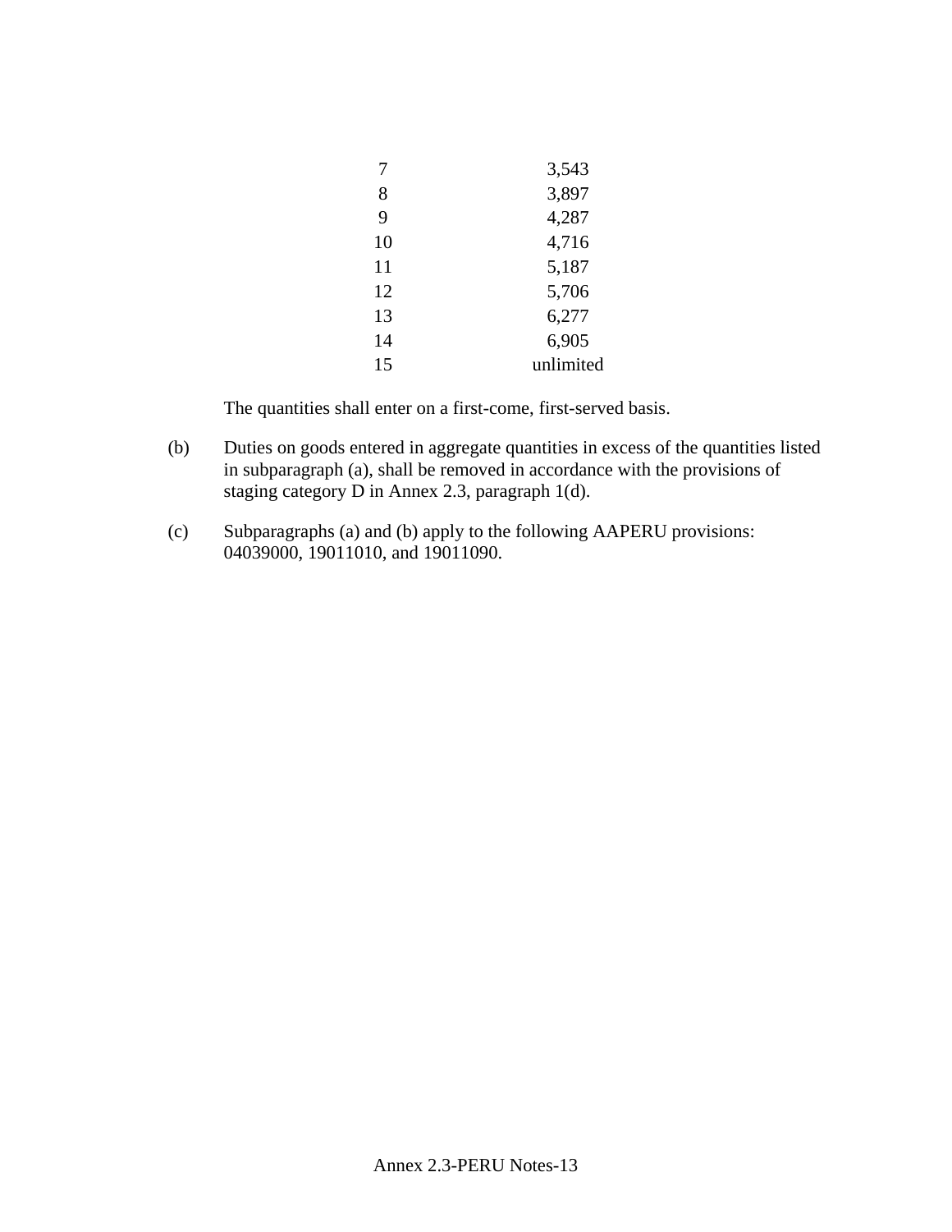| | |
|---|---|
| 7 | 3,543 |
| 8 | 3,897 |
| 9 | 4,287 |
| 10 | 4,716 |
| 11 | 5,187 |
| 12 | 5,706 |
| 13 | 6,277 |
| 14 | 6,905 |
| 15 | unlimited |

The quantities shall enter on a first-come, first-served basis.

(b) Duties on goods entered in aggregate quantities in excess of the quantities listed in subparagraph (a), shall be removed in accordance with the provisions of staging category D in Annex 2.3, paragraph 1(d).

(c) Subparagraphs (a) and (b) apply to the following AAPERU provisions: 04039000, 19011010, and 19011090.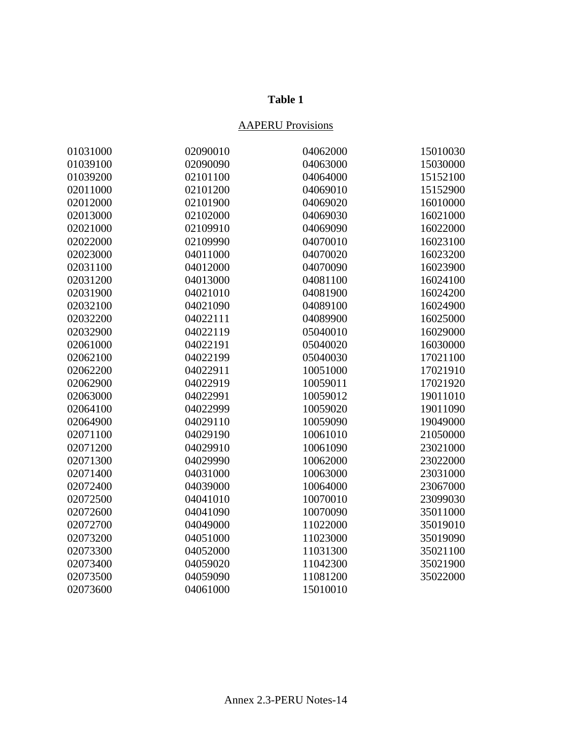**Table 1**

AAPERU Provisions

| | | | |
|---|---|---|---|
| 01031000 | 02090010 | 04062000 | 15010030 |
| 01039100 | 02090090 | 04063000 | 15030000 |
| 01039200 | 02101100 | 04064000 | 15152100 |
| 02011000 | 02101200 | 04069010 | 15152900 |
| 02012000 | 02101900 | 04069020 | 16010000 |
| 02013000 | 02102000 | 04069030 | 16021000 |
| 02021000 | 02109910 | 04069090 | 16022000 |
| 02022000 | 02109990 | 04070010 | 16023100 |
| 02023000 | 04011000 | 04070020 | 16023200 |
| 02031100 | 04012000 | 04070090 | 16023900 |
| 02031200 | 04013000 | 04081100 | 16024100 |
| 02031900 | 04021010 | 04081900 | 16024200 |
| 02032100 | 04021090 | 04089100 | 16024900 |
| 02032200 | 04022111 | 04089900 | 16025000 |
| 02032900 | 04022119 | 05040010 | 16029000 |
| 02061000 | 04022191 | 05040020 | 16030000 |
| 02062100 | 04022199 | 05040030 | 17021100 |
| 02062200 | 04022911 | 10051000 | 17021910 |
| 02062900 | 04022919 | 10059011 | 17021920 |
| 02063000 | 04022991 | 10059012 | 19011010 |
| 02064100 | 04022999 | 10059020 | 19011090 |
| 02064900 | 04029110 | 10059090 | 19049000 |
| 02071100 | 04029190 | 10061010 | 21050000 |
| 02071200 | 04029910 | 10061090 | 23021000 |
| 02071300 | 04029990 | 10062000 | 23022000 |
| 02071400 | 04031000 | 10063000 | 23031000 |
| 02072400 | 04039000 | 10064000 | 23067000 |
| 02072500 | 04041010 | 10070010 | 23099030 |
| 02072600 | 04041090 | 10070090 | 35011000 |
| 02072700 | 04049000 | 11022000 | 35019010 |
| 02073200 | 04051000 | 11023000 | 35019090 |
| 02073300 | 04052000 | 11031300 | 35021100 |
| 02073400 | 04059020 | 11042300 | 35021900 |
| 02073500 | 04059090 | 11081200 | 35022000 |
| 02073600 | 04061000 | 15010010 | |